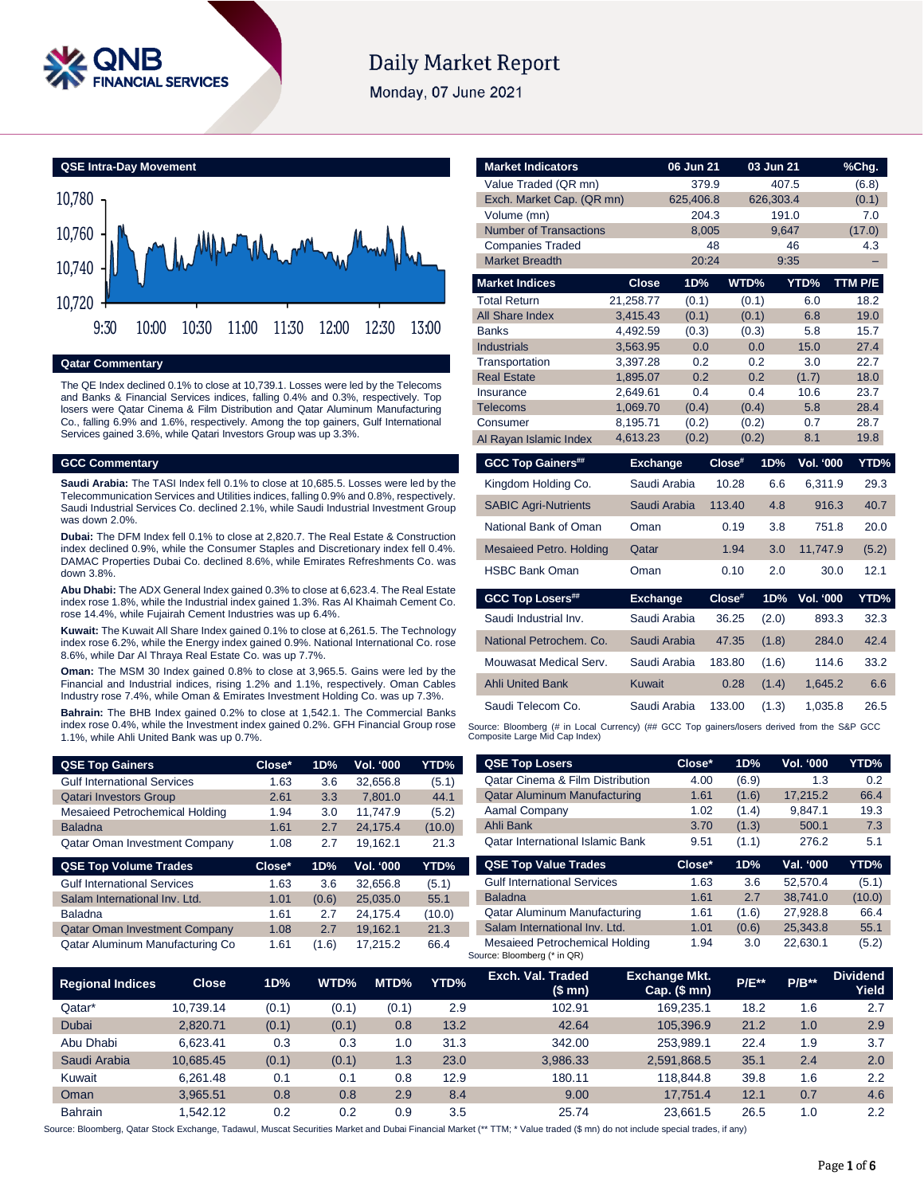# Daily Market Report

Monday, 07 June 2021

## QSE Intra-Day Movement

## Qatar Commentary

The QE Index declined 0.1% to close at 10,739.1. Losses were led by the Telecoms and Banks & Financial Services indices, falling 0.4% and 0.3%, respectively. Top losers were Qatar Cinema & Film Distribution and Qatar Aluminum Manufacturing Co., falling 6.9% and 1.6%, respectively. Among the top gainers, Gulf International Services gained 3.6%, while Qatari Investors Group was up 3.3%.

## GCC Commentary

**Saudi Arabia:** The TASI Index fell 0.1% to close at 10,685.5. Losses were led by the Telecommunication Services and Utilities indices, falling 0.4% and 0.8%, respectively. Saudi Industrial Services Co. declined 2.1%, while Saudi Industrial Investment Group was down 2.0%.

**Dubai:** The DFM Index fell 0.1% to close at 2,820.7. The Real Estate & Construction index declined 0.9%, while the Consumer Staples and Discretionary index fell 0.4%. DAMAC Properties Dubai Co. declined 8.6%, while Emirates Refreshments Co. was down 3.8%.

**Abu Dhabi:** The ADX General Index gained 0.3% to close at 6,623.4. The Real Estate index rose 1.8%, while the Industrial index gained 1.3%. Ras Al Khaimah Cement Co. rose 14.4%, while Fujairah Cement Industries was up 6.4%.

**Kuwait:** The Kuwait All Share Index gained 0.1% to close at 6,261.5. The Technology index rose 6.2%, while the Energy index gained 0.9%. National International Co. rose 8.6%, while Dar Al Thraya Real Estate Co. was up 7.7%.

**Oman:** The MSM 30 Index gained 0.8% to close at 3,965.5. Gains were led by the Financial and Industrial indices, rising 1.2% and 1.1%, respectively. Oman Cables Industry rose 7.4%, while Oman & Emirates Investment Holding Co. was up 7.3%.

**Bahrain:** The BHB Index gained 0.2% to close at 1,542.1. The Commercial Banks index rose 0.4%, while the Investment index gained 0.2%. GFH Financial Group rose 1.1%, while Ahli United Bank was up 0.7%.

| Market Indicators | 06 Jun 21 | 03 Jun 21 | %Chg. |
|---|---|---|---|
| Value Traded (QR mn) | 379.9 | 407.5 | (6.8) |
| Exch. Market Cap. (QR mn) | 625,406.8 | 626,303.4 | (0.1) |
| Volume (mn) | 204.3 | 191.0 | 7.0 |
| Number of Transactions | 8,005 | 9,647 | (17.0) |
| Companies Traded | 48 | 46 | 4.3 |
| Market Breadth | 20:24 | 9:35 | – |

| Market Indices | Close | 1D% | WTD% | YTD% | TTM P/E |
|---|---|---|---|---|---|
| Total Return | 21,258.77 | (0.1) | (0.1) | 6.0 | 18.2 |
| All Share Index | 3,415.43 | (0.1) | (0.1) | 6.8 | 19.0 |
| Banks | 4,492.59 | (0.3) | (0.3) | 5.8 | 15.7 |
| Industrials | 3,563.95 | 0.0 | 0.0 | 15.0 | 27.4 |
| Transportation | 3,397.28 | 0.2 | 0.2 | 3.0 | 22.7 |
| Real Estate | 1,895.07 | 0.2 | 0.2 | (1.7) | 18.0 |
| Insurance | 2,649.61 | 0.4 | 0.4 | 10.6 | 23.7 |
| Telecoms | 1,069.70 | (0.4) | (0.4) | 5.8 | 28.4 |
| Consumer | 8,195.71 | (0.2) | (0.2) | 0.7 | 28.7 |
| Al Rayan Islamic Index | 4,613.23 | (0.2) | (0.2) | 8.1 | 19.8 |

| GCC Top Gainers## | Exchange | Close# | 1D% | Vol. '000 | YTD% |
|---|---|---|---|---|---|
| Kingdom Holding Co. | Saudi Arabia | 10.28 | 6.6 | 6,311.9 | 29.3 |
| SABIC Agri-Nutrients | Saudi Arabia | 113.40 | 4.8 | 916.3 | 40.7 |
| National Bank of Oman | Oman | 0.19 | 3.8 | 751.8 | 20.0 |
| Mesaieed Petro. Holding | Qatar | 1.94 | 3.0 | 11,747.9 | (5.2) |
| HSBC Bank Oman | Oman | 0.10 | 2.0 | 30.0 | 12.1 |

| GCC Top Losers## | Exchange | Close# | 1D% | Vol. '000 | YTD% |
|---|---|---|---|---|---|
| Saudi Industrial Inv. | Saudi Arabia | 36.25 | (2.0) | 893.3 | 32.3 |
| National Petrochem. Co. | Saudi Arabia | 47.35 | (1.8) | 284.0 | 42.4 |
| Mouwasat Medical Serv. | Saudi Arabia | 183.80 | (1.6) | 114.6 | 33.2 |
| Ahli United Bank | Kuwait | 0.28 | (1.4) | 1,645.2 | 6.6 |
| Saudi Telecom Co. | Saudi Arabia | 133.00 | (1.3) | 1,035.8 | 26.5 |

Source: Bloomberg (# in Local Currency) (## GCC Top gainers/losers derived from the S&P GCC Composite Large Mid Cap Index)

| QSE Top Gainers | Close* | 1D% | Vol. '000 | YTD% |
|---|---|---|---|---|
| Gulf International Services | 1.63 | 3.6 | 32,656.8 | (5.1) |
| Qatari Investors Group | 2.61 | 3.3 | 7,801.0 | 44.1 |
| Mesaieed Petrochemical Holding | 1.94 | 3.0 | 11,747.9 | (5.2) |
| Baladna | 1.61 | 2.7 | 24,175.4 | (10.0) |
| Qatar Oman Investment Company | 1.08 | 2.7 | 19,162.1 | 21.3 |

| QSE Top Volume Trades | Close* | 1D% | Vol. '000 | YTD% |
|---|---|---|---|---|
| Gulf International Services | 1.63 | 3.6 | 32,656.8 | (5.1) |
| Salam International Inv. Ltd. | 1.01 | (0.6) | 25,035.0 | 55.1 |
| Baladna | 1.61 | 2.7 | 24,175.4 | (10.0) |
| Qatar Oman Investment Company | 1.08 | 2.7 | 19,162.1 | 21.3 |
| Qatar Aluminum Manufacturing Co | 1.61 | (1.6) | 17,215.2 | 66.4 |

| QSE Top Losers | Close* | 1D% | Vol. '000 | YTD% |
|---|---|---|---|---|
| Qatar Cinema & Film Distribution | 4.00 | (6.9) | 1.3 | 0.2 |
| Qatar Aluminum Manufacturing | 1.61 | (1.6) | 17,215.2 | 66.4 |
| Aamal Company | 1.02 | (1.4) | 9,847.1 | 19.3 |
| Ahli Bank | 3.70 | (1.3) | 500.1 | 7.3 |
| Qatar International Islamic Bank | 9.51 | (1.1) | 276.2 | 5.1 |

| QSE Top Value Trades | Close* | 1D% | Val. '000 | YTD% |
|---|---|---|---|---|
| Gulf International Services | 1.63 | 3.6 | 52,570.4 | (5.1) |
| Baladna | 1.61 | 2.7 | 38,741.0 | (10.0) |
| Qatar Aluminum Manufacturing | 1.61 | (1.6) | 27,928.8 | 66.4 |
| Salam International Inv. Ltd. | 1.01 | (0.6) | 25,343.8 | 55.1 |
| Mesaieed Petrochemical Holding | 1.94 | 3.0 | 22,630.1 | (5.2) |

Source: Bloomberg (* in QR)

| Regional Indices | Close | 1D% | WTD% | MTD% | YTD% | Exch. Val. Traded ($ mn) | Exchange Mkt. Cap. ($ mn) | P/E** | P/B** | Dividend Yield |
|---|---|---|---|---|---|---|---|---|---|---|
| Qatar* | 10,739.14 | (0.1) | (0.1) | (0.1) | 2.9 | 102.91 | 169,235.1 | 18.2 | 1.6 | 2.7 |
| Dubai | 2,820.71 | (0.1) | (0.1) | 0.8 | 13.2 | 42.64 | 105,396.9 | 21.2 | 1.0 | 2.9 |
| Abu Dhabi | 6,623.41 | 0.3 | 0.3 | 1.0 | 31.3 | 342.00 | 253,989.1 | 22.4 | 1.9 | 3.7 |
| Saudi Arabia | 10,685.45 | (0.1) | (0.1) | 1.3 | 23.0 | 3,986.33 | 2,591,868.5 | 35.1 | 2.4 | 2.0 |
| Kuwait | 6,261.48 | 0.1 | 0.1 | 0.8 | 12.9 | 180.11 | 118,844.8 | 39.8 | 1.6 | 2.2 |
| Oman | 3,965.51 | 0.8 | 0.8 | 2.9 | 8.4 | 9.00 | 17,751.4 | 12.1 | 0.7 | 4.6 |
| Bahrain | 1,542.12 | 0.2 | 0.2 | 0.9 | 3.5 | 25.74 | 23,661.5 | 26.5 | 1.0 | 2.2 |

Source: Bloomberg, Qatar Stock Exchange, Tadawul, Muscat Securities Market and Dubai Financial Market (** TTM; * Value traded ($ mn) do not include special trades, if any)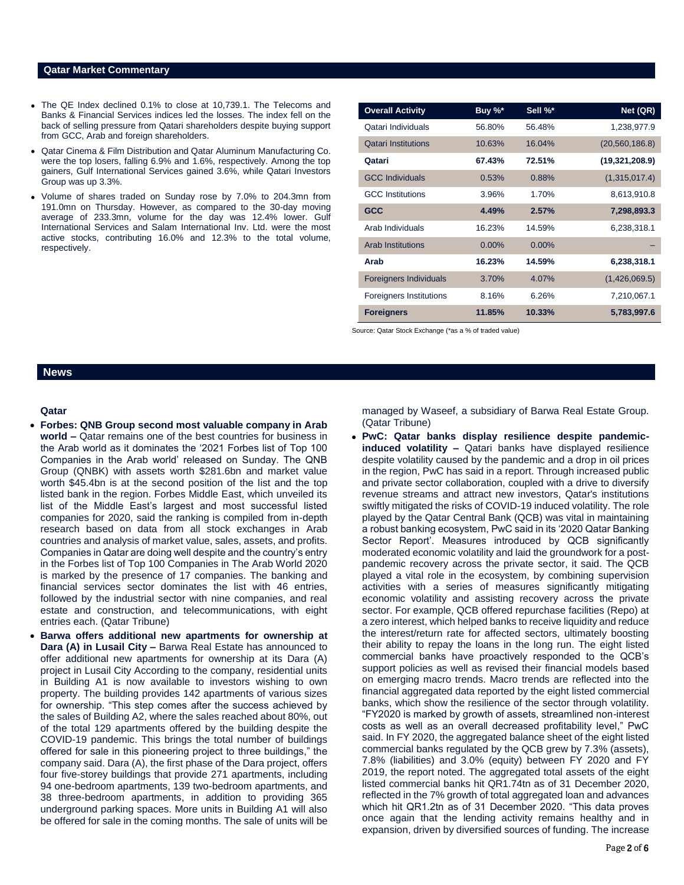## Qatar Market Commentary

- The QE Index declined 0.1% to close at 10,739.1. The Telecoms and Banks & Financial Services indices led the losses. The index fell on the back of selling pressure from Qatari shareholders despite buying support from GCC, Arab and foreign shareholders.
- Qatar Cinema & Film Distribution and Qatar Aluminum Manufacturing Co. were the top losers, falling 6.9% and 1.6%, respectively. Among the top gainers, Gulf International Services gained 3.6%, while Qatari Investors Group was up 3.3%.
- Volume of shares traded on Sunday rose by 7.0% to 204.3mn from 191.0mn on Thursday. However, as compared to the 30-day moving average of 233.3mn, volume for the day was 12.4% lower. Gulf International Services and Salam International Inv. Ltd. were the most active stocks, contributing 16.0% and 12.3% to the total volume, respectively.

| Overall Activity | Buy %* | Sell %* | Net (QR) |
|---|---|---|---|
| Qatari Individuals | 56.80% | 56.48% | 1,238,977.9 |
| Qatari Institutions | 10.63% | 16.04% | (20,560,186.8) |
| **Qatari** | **67.43%** | **72.51%** | **(19,321,208.9)** |
| GCC Individuals | 0.53% | 0.88% | (1,315,017.4) |
| GCC Institutions | 3.96% | 1.70% | 8,613,910.8 |
| **GCC** | **4.49%** | **2.57%** | **7,298,893.3** |
| Arab Individuals | 16.23% | 14.59% | 6,238,318.1 |
| Arab Institutions | 0.00% | 0.00% | – |
| **Arab** | **16.23%** | **14.59%** | **6,238,318.1** |
| Foreigners Individuals | 3.70% | 4.07% | (1,426,069.5) |
| Foreigners Institutions | 8.16% | 6.26% | 7,210,067.1 |
| **Foreigners** | **11.85%** | **10.33%** | **5,783,997.6** |

Source: Qatar Stock Exchange (*as a % of traded value)

## News

### Qatar

- **Forbes: QNB Group second most valuable company in Arab world –** Qatar remains one of the best countries for business in the Arab world as it dominates the '2021 Forbes list of Top 100 Companies in the Arab world' released on Sunday. The QNB Group (QNBK) with assets worth $281.6bn and market value worth $45.4bn is at the second position of the list and the top listed bank in the region. Forbes Middle East, which unveiled its list of the Middle East's largest and most successful listed companies for 2020, said the ranking is compiled from in-depth research based on data from all stock exchanges in Arab countries and analysis of market value, sales, assets, and profits. Companies in Qatar are doing well despite and the country's entry in the Forbes list of Top 100 Companies in The Arab World 2020 is marked by the presence of 17 companies. The banking and financial services sector dominates the list with 46 entries, followed by the industrial sector with nine companies, and real estate and construction, and telecommunications, with eight entries each. (Qatar Tribune)
- **Barwa offers additional new apartments for ownership at Dara (A) in Lusail City –** Barwa Real Estate has announced to offer additional new apartments for ownership at its Dara (A) project in Lusail City According to the company, residential units in Building A1 is now available to investors wishing to own property. The building provides 142 apartments of various sizes for ownership. "This step comes after the success achieved by the sales of Building A2, where the sales reached about 80%, out of the total 129 apartments offered by the building despite the COVID-19 pandemic. This brings the total number of buildings offered for sale in this pioneering project to three buildings," the company said. Dara (A), the first phase of the Dara project, offers four five-storey buildings that provide 271 apartments, including 94 one-bedroom apartments, 139 two-bedroom apartments, and 38 three-bedroom apartments, in addition to providing 365 underground parking spaces. More units in Building A1 will also be offered for sale in the coming months. The sale of units will be managed by Waseef, a subsidiary of Barwa Real Estate Group. (Qatar Tribune)
- **PwC: Qatar banks display resilience despite pandemic-induced volatility –** Qatari banks have displayed resilience despite volatility caused by the pandemic and a drop in oil prices in the region, PwC has said in a report. Through increased public and private sector collaboration, coupled with a drive to diversify revenue streams and attract new investors, Qatar's institutions swiftly mitigated the risks of COVID-19 induced volatility. The role played by the Qatar Central Bank (QCB) was vital in maintaining a robust banking ecosystem, PwC said in its '2020 Qatar Banking Sector Report'. Measures introduced by QCB significantly moderated economic volatility and laid the groundwork for a post-pandemic recovery across the private sector, it said. The QCB played a vital role in the ecosystem, by combining supervision activities with a series of measures significantly mitigating economic volatility and assisting recovery across the private sector. For example, QCB offered repurchase facilities (Repo) at a zero interest, which helped banks to receive liquidity and reduce the interest/return rate for affected sectors, ultimately boosting their ability to repay the loans in the long run. The eight listed commercial banks have proactively responded to the QCB's support policies as well as revised their financial models based on emerging macro trends. Macro trends are reflected into the financial aggregated data reported by the eight listed commercial banks, which show the resilience of the sector through volatility. "FY2020 is marked by growth of assets, streamlined non-interest costs as well as an overall decreased profitability level," PwC said. In FY 2020, the aggregated balance sheet of the eight listed commercial banks regulated by the QCB grew by 7.3% (assets), 7.8% (liabilities) and 3.0% (equity) between FY 2020 and FY 2019, the report noted. The aggregated total assets of the eight listed commercial banks hit QR1.74tn as of 31 December 2020, reflected in the 7% growth of total aggregated loan and advances which hit QR1.2tn as of 31 December 2020. "This data proves once again that the lending activity remains healthy and in expansion, driven by diversified sources of funding. The increase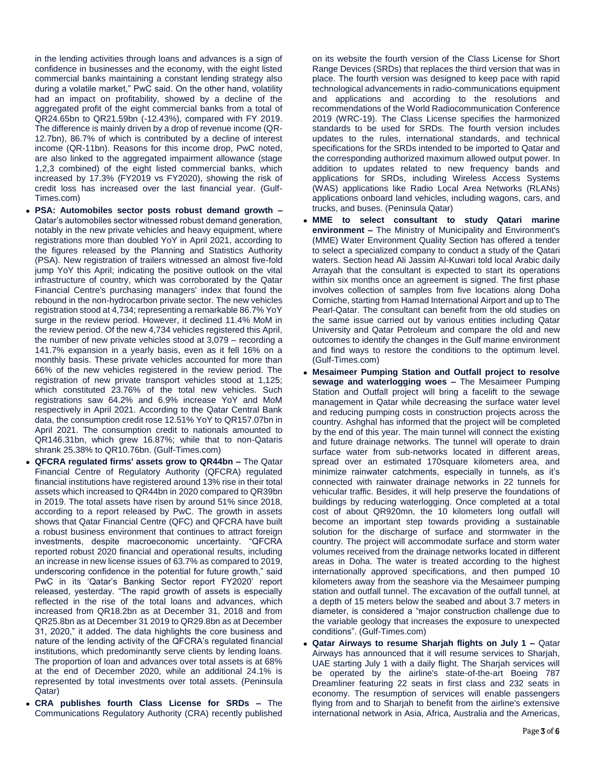in the lending activities through loans and advances is a sign of confidence in businesses and the economy, with the eight listed commercial banks maintaining a constant lending strategy also during a volatile market," PwC said. On the other hand, volatility had an impact on profitability, showed by a decline of the aggregated profit of the eight commercial banks from a total of QR24.65bn to QR21.59bn (-12.43%), compared with FY 2019. The difference is mainly driven by a drop of revenue income (QR-12.7bn), 86.7% of which is contributed by a decline of interest income (QR-11bn). Reasons for this income drop, PwC noted, are also linked to the aggregated impairment allowance (stage 1,2,3 combined) of the eight listed commercial banks, which increased by 17.3% (FY2019 vs FY2020), showing the risk of credit loss has increased over the last financial year. (Gulf-Times.com)

- **PSA: Automobiles sector posts robust demand growth –** Qatar's automobiles sector witnessed robust demand generation, notably in the new private vehicles and heavy equipment, where registrations more than doubled YoY in April 2021, according to the figures released by the Planning and Statistics Authority (PSA). New registration of trailers witnessed an almost five-fold jump YoY this April; indicating the positive outlook on the vital infrastructure of country, which was corroborated by the Qatar Financial Centre's purchasing managers' index that found the rebound in the non-hydrocarbon private sector. The new vehicles registration stood at 4,734; representing a remarkable 86.7% YoY surge in the review period. However, it declined 11.4% MoM in the review period. Of the new 4,734 vehicles registered this April, the number of new private vehicles stood at 3,079 – recording a 141.7% expansion in a yearly basis, even as it fell 16% on a monthly basis. These private vehicles accounted for more than 66% of the new vehicles registered in the review period. The registration of new private transport vehicles stood at 1,125; which constituted 23.76% of the total new vehicles. Such registrations saw 64.2% and 6.9% increase YoY and MoM respectively in April 2021. According to the Qatar Central Bank data, the consumption credit rose 12.51% YoY to QR157.07bn in April 2021. The consumption credit to nationals amounted to QR146.31bn, which grew 16.87%; while that to non-Qataris shrank 25.38% to QR10.76bn. (Gulf-Times.com)
- **QFCRA regulated firms' assets grow to QR44bn –** The Qatar Financial Centre of Regulatory Authority (QFCRA) regulated financial institutions have registered around 13% rise in their total assets which increased to QR44bn in 2020 compared to QR39bn in 2019. The total assets have risen by around 51% since 2018, according to a report released by PwC. The growth in assets shows that Qatar Financial Centre (QFC) and QFCRA have built a robust business environment that continues to attract foreign investments, despite macroeconomic uncertainty. "QFCRA reported robust 2020 financial and operational results, including an increase in new license issues of 63.7% as compared to 2019, underscoring confidence in the potential for future growth," said PwC in its 'Qatar's Banking Sector report FY2020' report released, yesterday. "The rapid growth of assets is especially reflected in the rise of the total loans and advances, which increased from QR18.2bn as at December 31, 2018 and from QR25.8bn as at December 31 2019 to QR29.8bn as at December 31, 2020," it added. The data highlights the core business and nature of the lending activity of the QFCRA's regulated financial institutions, which predominantly serve clients by lending loans. The proportion of loan and advances over total assets is at 68% at the end of December 2020, while an additional 24.1% is represented by total investments over total assets. (Peninsula Qatar)
- **CRA publishes fourth Class License for SRDs –** The Communications Regulatory Authority (CRA) recently published on its website the fourth version of the Class License for Short Range Devices (SRDs) that replaces the third version that was in place. The fourth version was designed to keep pace with rapid technological advancements in radio-communications equipment and applications and according to the resolutions and recommendations of the World Radiocommunication Conference 2019 (WRC-19). The Class License specifies the harmonized standards to be used for SRDs. The fourth version includes updates to the rules, international standards, and technical specifications for the SRDs intended to be imported to Qatar and the corresponding authorized maximum allowed output power. In addition to updates related to new frequency bands and applications for SRDs, including Wireless Access Systems (WAS) applications like Radio Local Area Networks (RLANs) applications onboard land vehicles, including wagons, cars, and trucks, and buses. (Peninsula Qatar)
- **MME to select consultant to study Qatari marine environment –** The Ministry of Municipality and Environment's (MME) Water Environment Quality Section has offered a tender to select a specialized company to conduct a study of the Qatari waters. Section head Ali Jassim Al-Kuwari told local Arabic daily Arrayah that the consultant is expected to start its operations within six months once an agreement is signed. The first phase involves collection of samples from five locations along Doha Corniche, starting from Hamad International Airport and up to The Pearl-Qatar. The consultant can benefit from the old studies on the same issue carried out by various entities including Qatar University and Qatar Petroleum and compare the old and new outcomes to identify the changes in the Gulf marine environment and find ways to restore the conditions to the optimum level. (Gulf-Times.com)
- **Mesaimeer Pumping Station and Outfall project to resolve sewage and waterlogging woes –** The Mesaimeer Pumping Station and Outfall project will bring a facelift to the sewage management in Qatar while decreasing the surface water level and reducing pumping costs in construction projects across the country. Ashghal has informed that the project will be completed by the end of this year. The main tunnel will connect the existing and future drainage networks. The tunnel will operate to drain surface water from sub-networks located in different areas, spread over an estimated 170square kilometers area, and minimize rainwater catchments, especially in tunnels, as it's connected with rainwater drainage networks in 22 tunnels for vehicular traffic. Besides, it will help preserve the foundations of buildings by reducing waterlogging. Once completed at a total cost of about QR920mn, the 10 kilometers long outfall will become an important step towards providing a sustainable solution for the discharge of surface and stormwater in the country. The project will accommodate surface and storm water volumes received from the drainage networks located in different areas in Doha. The water is treated according to the highest internationally approved specifications, and then pumped 10 kilometers away from the seashore via the Mesaimeer pumping station and outfall tunnel. The excavation of the outfall tunnel, at a depth of 15 meters below the seabed and about 3.7 meters in diameter, is considered a "major construction challenge due to the variable geology that increases the exposure to unexpected conditions". (Gulf-Times.com)
- **Qatar Airways to resume Sharjah flights on July 1 –** Qatar Airways has announced that it will resume services to Sharjah, UAE starting July 1 with a daily flight. The Sharjah services will be operated by the airline's state-of-the-art Boeing 787 Dreamliner featuring 22 seats in first class and 232 seats in economy. The resumption of services will enable passengers flying from and to Sharjah to benefit from the airline's extensive international network in Asia, Africa, Australia and the Americas,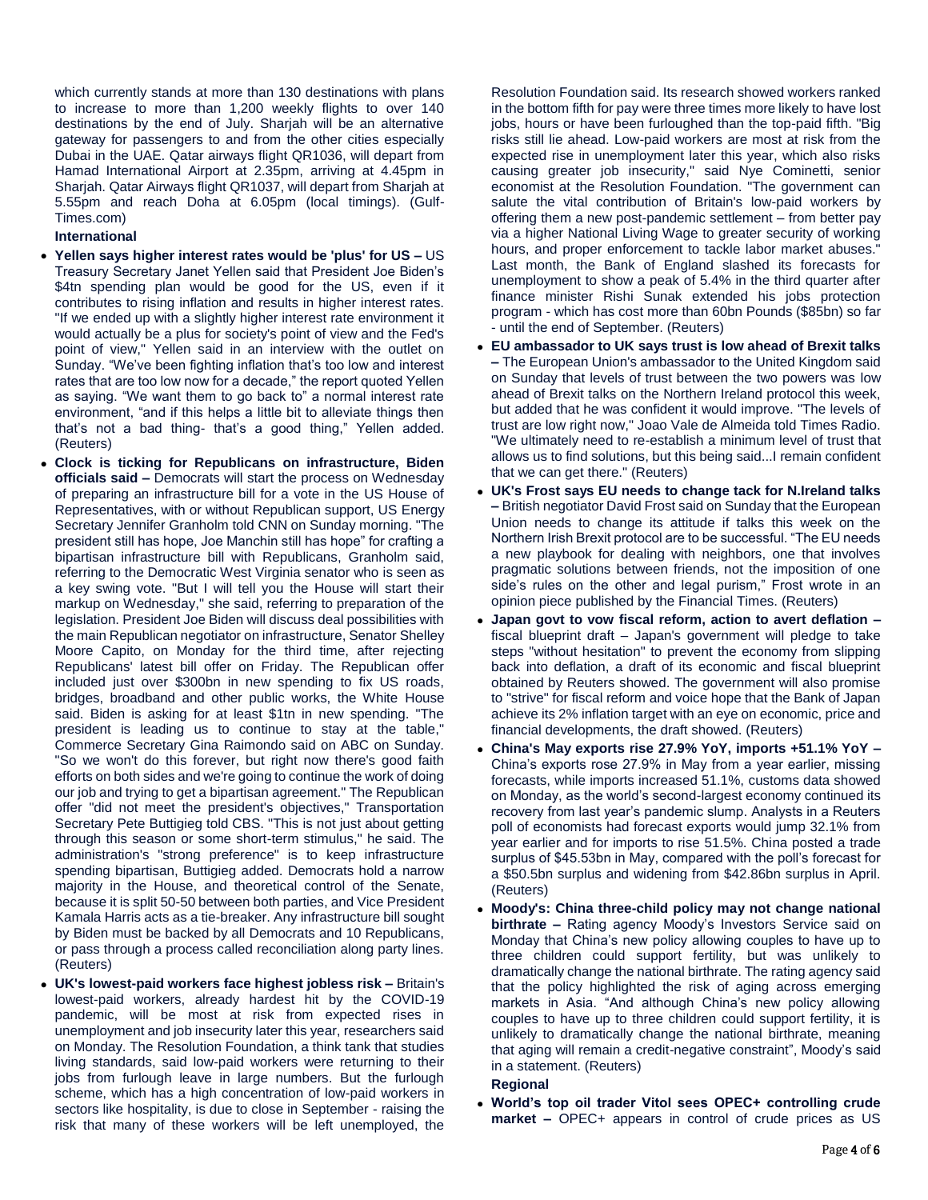which currently stands at more than 130 destinations with plans to increase to more than 1,200 weekly flights to over 140 destinations by the end of July. Sharjah will be an alternative gateway for passengers to and from the other cities especially Dubai in the UAE. Qatar airways flight QR1036, will depart from Hamad International Airport at 2.35pm, arriving at 4.45pm in Sharjah. Qatar Airways flight QR1037, will depart from Sharjah at 5.55pm and reach Doha at 6.05pm (local timings). (Gulf-Times.com)

**International**

- **Yellen says higher interest rates would be 'plus' for US –** US Treasury Secretary Janet Yellen said that President Joe Biden's $4tn spending plan would be good for the US, even if it contributes to rising inflation and results in higher interest rates. "If we ended up with a slightly higher interest rate environment it would actually be a plus for society's point of view and the Fed's point of view," Yellen said in an interview with the outlet on Sunday. "We've been fighting inflation that's too low and interest rates that are too low now for a decade," the report quoted Yellen as saying. "We want them to go back to" a normal interest rate environment, "and if this helps a little bit to alleviate things then that's not a bad thing- that's a good thing," Yellen added. (Reuters)
- **Clock is ticking for Republicans on infrastructure, Biden officials said –** Democrats will start the process on Wednesday of preparing an infrastructure bill for a vote in the US House of Representatives, with or without Republican support, US Energy Secretary Jennifer Granholm told CNN on Sunday morning. "The president still has hope, Joe Manchin still has hope" for crafting a bipartisan infrastructure bill with Republicans, Granholm said, referring to the Democratic West Virginia senator who is seen as a key swing vote. "But I will tell you the House will start their markup on Wednesday," she said, referring to preparation of the legislation. President Joe Biden will discuss deal possibilities with the main Republican negotiator on infrastructure, Senator Shelley Moore Capito, on Monday for the third time, after rejecting Republicans' latest bill offer on Friday. The Republican offer included just over $300bn in new spending to fix US roads, bridges, broadband and other public works, the White House said. Biden is asking for at least $1tn in new spending. "The president is leading us to continue to stay at the table," Commerce Secretary Gina Raimondo said on ABC on Sunday. "So we won't do this forever, but right now there's good faith efforts on both sides and we're going to continue the work of doing our job and trying to get a bipartisan agreement." The Republican offer "did not meet the president's objectives," Transportation Secretary Pete Buttigieg told CBS. "This is not just about getting through this season or some short-term stimulus," he said. The administration's "strong preference" is to keep infrastructure spending bipartisan, Buttigieg added. Democrats hold a narrow majority in the House, and theoretical control of the Senate, because it is split 50-50 between both parties, and Vice President Kamala Harris acts as a tie-breaker. Any infrastructure bill sought by Biden must be backed by all Democrats and 10 Republicans, or pass through a process called reconciliation along party lines. (Reuters)
- **UK's lowest-paid workers face highest jobless risk –** Britain's lowest-paid workers, already hardest hit by the COVID-19 pandemic, will be most at risk from expected rises in unemployment and job insecurity later this year, researchers said on Monday. The Resolution Foundation, a think tank that studies living standards, said low-paid workers were returning to their jobs from furlough leave in large numbers. But the furlough scheme, which has a high concentration of low-paid workers in sectors like hospitality, is due to close in September - raising the risk that many of these workers will be left unemployed, the Resolution Foundation said. Its research showed workers ranked in the bottom fifth for pay were three times more likely to have lost jobs, hours or have been furloughed than the top-paid fifth. "Big risks still lie ahead. Low-paid workers are most at risk from the expected rise in unemployment later this year, which also risks causing greater job insecurity," said Nye Cominetti, senior economist at the Resolution Foundation. "The government can salute the vital contribution of Britain's low-paid workers by offering them a new post-pandemic settlement – from better pay via a higher National Living Wage to greater security of working hours, and proper enforcement to tackle labor market abuses." Last month, the Bank of England slashed its forecasts for unemployment to show a peak of 5.4% in the third quarter after finance minister Rishi Sunak extended his jobs protection program - which has cost more than 60bn Pounds ($85bn) so far - until the end of September. (Reuters)
- **EU ambassador to UK says trust is low ahead of Brexit talks –** The European Union's ambassador to the United Kingdom said on Sunday that levels of trust between the two powers was low ahead of Brexit talks on the Northern Ireland protocol this week, but added that he was confident it would improve. "The levels of trust are low right now," Joao Vale de Almeida told Times Radio. "We ultimately need to re-establish a minimum level of trust that allows us to find solutions, but this being said...I remain confident that we can get there." (Reuters)
- **UK's Frost says EU needs to change tack for N.Ireland talks –** British negotiator David Frost said on Sunday that the European Union needs to change its attitude if talks this week on the Northern Irish Brexit protocol are to be successful. "The EU needs a new playbook for dealing with neighbors, one that involves pragmatic solutions between friends, not the imposition of one side's rules on the other and legal purism," Frost wrote in an opinion piece published by the Financial Times. (Reuters)
- **Japan govt to vow fiscal reform, action to avert deflation –** fiscal blueprint draft – Japan's government will pledge to take steps "without hesitation" to prevent the economy from slipping back into deflation, a draft of its economic and fiscal blueprint obtained by Reuters showed. The government will also promise to "strive" for fiscal reform and voice hope that the Bank of Japan achieve its 2% inflation target with an eye on economic, price and financial developments, the draft showed. (Reuters)
- **China's May exports rise 27.9% YoY, imports +51.1% YoY –** China's exports rose 27.9% in May from a year earlier, missing forecasts, while imports increased 51.1%, customs data showed on Monday, as the world's second-largest economy continued its recovery from last year's pandemic slump. Analysts in a Reuters poll of economists had forecast exports would jump 32.1% from year earlier and for imports to rise 51.5%. China posted a trade surplus of $45.53bn in May, compared with the poll's forecast for a $50.5bn surplus and widening from $42.86bn surplus in April. (Reuters)
- **Moody's: China three-child policy may not change national birthrate –** Rating agency Moody's Investors Service said on Monday that China's new policy allowing couples to have up to three children could support fertility, but was unlikely to dramatically change the national birthrate. The rating agency said that the policy highlighted the risk of aging across emerging markets in Asia. "And although China's new policy allowing couples to have up to three children could support fertility, it is unlikely to dramatically change the national birthrate, meaning that aging will remain a credit-negative constraint", Moody's said in a statement. (Reuters)

**Regional**

- **World's top oil trader Vitol sees OPEC+ controlling crude market –** OPEC+ appears in control of crude prices as US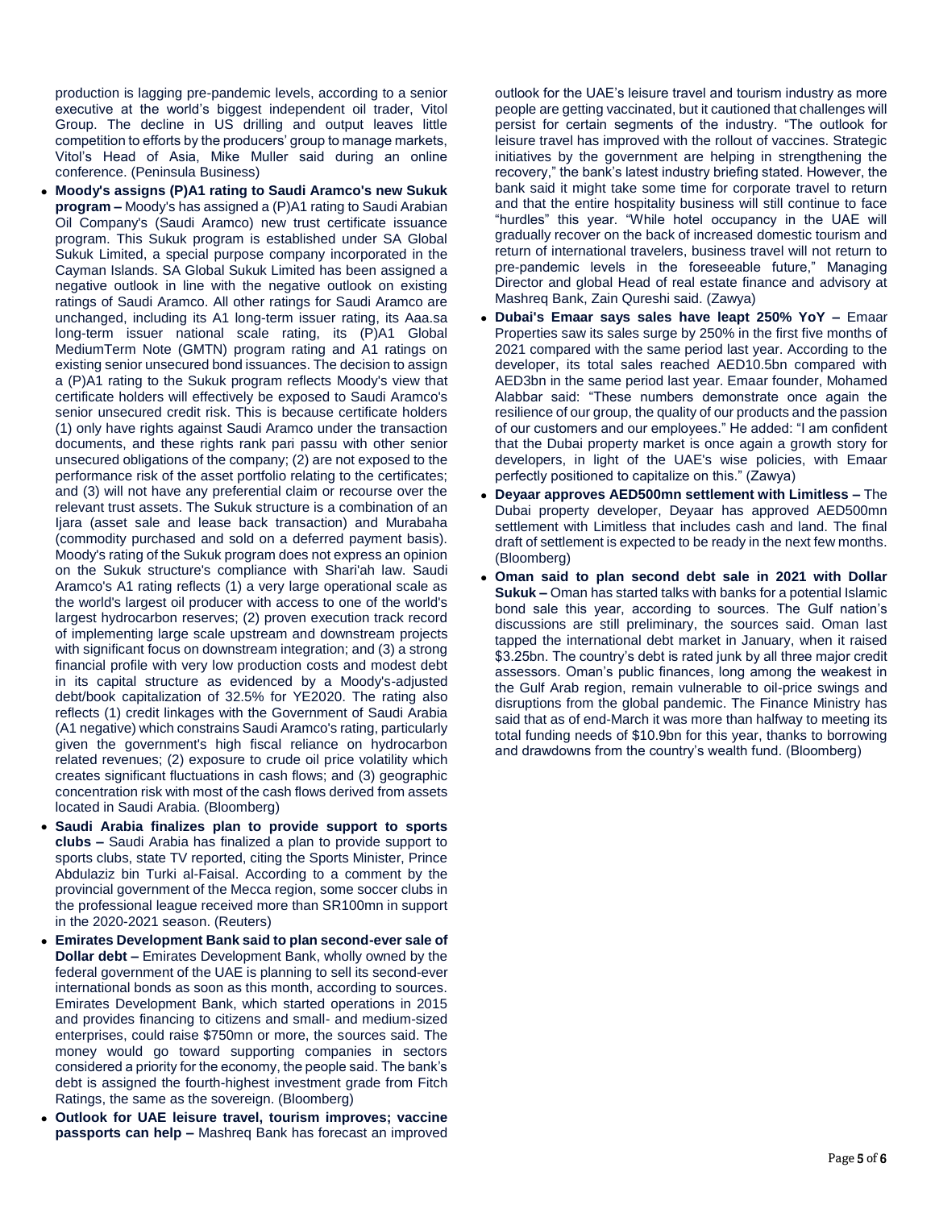production is lagging pre-pandemic levels, according to a senior executive at the world's biggest independent oil trader, Vitol Group. The decline in US drilling and output leaves little competition to efforts by the producers' group to manage markets, Vitol's Head of Asia, Mike Muller said during an online conference. (Peninsula Business)

- **Moody's assigns (P)A1 rating to Saudi Aramco's new Sukuk program –** Moody's has assigned a (P)A1 rating to Saudi Arabian Oil Company's (Saudi Aramco) new trust certificate issuance program. This Sukuk program is established under SA Global Sukuk Limited, a special purpose company incorporated in the Cayman Islands. SA Global Sukuk Limited has been assigned a negative outlook in line with the negative outlook on existing ratings of Saudi Aramco. All other ratings for Saudi Aramco are unchanged, including its A1 long-term issuer rating, its Aaa.sa long-term issuer national scale rating, its (P)A1 Global MediumTerm Note (GMTN) program rating and A1 ratings on existing senior unsecured bond issuances. The decision to assign a (P)A1 rating to the Sukuk program reflects Moody's view that certificate holders will effectively be exposed to Saudi Aramco's senior unsecured credit risk. This is because certificate holders (1) only have rights against Saudi Aramco under the transaction documents, and these rights rank pari passu with other senior unsecured obligations of the company; (2) are not exposed to the performance risk of the asset portfolio relating to the certificates; and (3) will not have any preferential claim or recourse over the relevant trust assets. The Sukuk structure is a combination of an Ijara (asset sale and lease back transaction) and Murabaha (commodity purchased and sold on a deferred payment basis). Moody's rating of the Sukuk program does not express an opinion on the Sukuk structure's compliance with Shari'ah law. Saudi Aramco's A1 rating reflects (1) a very large operational scale as the world's largest oil producer with access to one of the world's largest hydrocarbon reserves; (2) proven execution track record of implementing large scale upstream and downstream projects with significant focus on downstream integration; and (3) a strong financial profile with very low production costs and modest debt in its capital structure as evidenced by a Moody's-adjusted debt/book capitalization of 32.5% for YE2020. The rating also reflects (1) credit linkages with the Government of Saudi Arabia (A1 negative) which constrains Saudi Aramco's rating, particularly given the government's high fiscal reliance on hydrocarbon related revenues; (2) exposure to crude oil price volatility which creates significant fluctuations in cash flows; and (3) geographic concentration risk with most of the cash flows derived from assets located in Saudi Arabia. (Bloomberg)
- **Saudi Arabia finalizes plan to provide support to sports clubs –** Saudi Arabia has finalized a plan to provide support to sports clubs, state TV reported, citing the Sports Minister, Prince Abdulaziz bin Turki al-Faisal. According to a comment by the provincial government of the Mecca region, some soccer clubs in the professional league received more than SR100mn in support in the 2020-2021 season. (Reuters)
- **Emirates Development Bank said to plan second-ever sale of Dollar debt –** Emirates Development Bank, wholly owned by the federal government of the UAE is planning to sell its second-ever international bonds as soon as this month, according to sources. Emirates Development Bank, which started operations in 2015 and provides financing to citizens and small- and medium-sized enterprises, could raise $750mn or more, the sources said. The money would go toward supporting companies in sectors considered a priority for the economy, the people said. The bank's debt is assigned the fourth-highest investment grade from Fitch Ratings, the same as the sovereign. (Bloomberg)
- **Outlook for UAE leisure travel, tourism improves; vaccine passports can help –** Mashreq Bank has forecast an improved outlook for the UAE's leisure travel and tourism industry as more people are getting vaccinated, but it cautioned that challenges will persist for certain segments of the industry. "The outlook for leisure travel has improved with the rollout of vaccines. Strategic initiatives by the government are helping in strengthening the recovery," the bank's latest industry briefing stated. However, the bank said it might take some time for corporate travel to return and that the entire hospitality business will still continue to face "hurdles" this year. "While hotel occupancy in the UAE will gradually recover on the back of increased domestic tourism and return of international travelers, business travel will not return to pre-pandemic levels in the foreseeable future," Managing Director and global Head of real estate finance and advisory at Mashreq Bank, Zain Qureshi said. (Zawya)
- **Dubai's Emaar says sales have leapt 250% YoY –** Emaar Properties saw its sales surge by 250% in the first five months of 2021 compared with the same period last year. According to the developer, its total sales reached AED10.5bn compared with AED3bn in the same period last year. Emaar founder, Mohamed Alabbar said: "These numbers demonstrate once again the resilience of our group, the quality of our products and the passion of our customers and our employees." He added: "I am confident that the Dubai property market is once again a growth story for developers, in light of the UAE's wise policies, with Emaar perfectly positioned to capitalize on this." (Zawya)
- **Deyaar approves AED500mn settlement with Limitless –** The Dubai property developer, Deyaar has approved AED500mn settlement with Limitless that includes cash and land. The final draft of settlement is expected to be ready in the next few months. (Bloomberg)
- **Oman said to plan second debt sale in 2021 with Dollar Sukuk –** Oman has started talks with banks for a potential Islamic bond sale this year, according to sources. The Gulf nation's discussions are still preliminary, the sources said. Oman last tapped the international debt market in January, when it raised $3.25bn. The country's debt is rated junk by all three major credit assessors. Oman's public finances, long among the weakest in the Gulf Arab region, remain vulnerable to oil-price swings and disruptions from the global pandemic. The Finance Ministry has said that as of end-March it was more than halfway to meeting its total funding needs of $10.9bn for this year, thanks to borrowing and drawdowns from the country's wealth fund. (Bloomberg)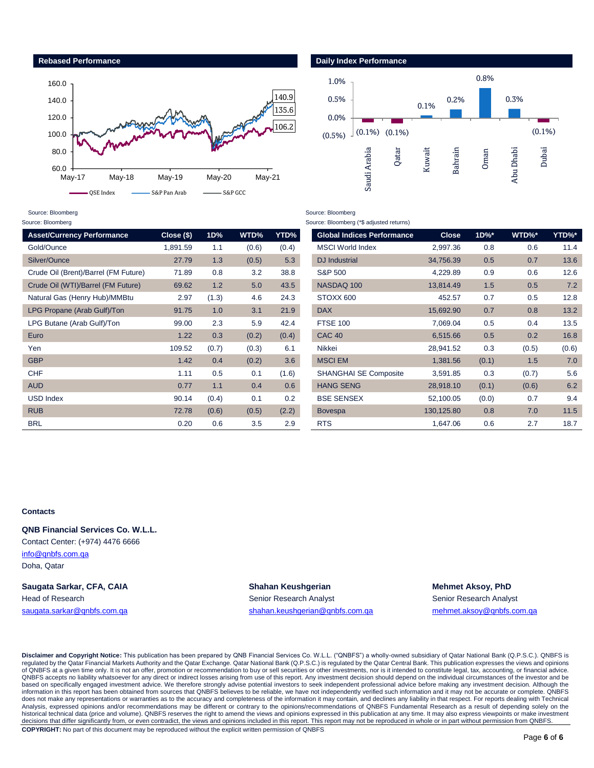**Rebased Performance**

160.0
140.0
120.0
100.0
80.0
60.0

May-17 May-18 May-19 May-20 May-21

140.9
135.6
106.2

QSE Index — S&P Pan Arab — S&P GCC

Source: Bloomberg

**Daily Index Performance**

1.0%
0.5%
0.0%
(0.5%)

(0.1%) (0.1%) 0.1% 0.2% 0.8% 0.3% (0.1%)

Saudi Arabia, Qatar, Kuwait, Bahrain, Oman, Abu Dhabi, Dubai

Source: Bloomberg

Source: Bloomberg

| Asset/Currency Performance | Close ($) | 1D% | WTD% | YTD% |
|---|---|---|---|---|
| Gold/Ounce | 1,891.59 | 1.1 | (0.6) | (0.4) |
| Silver/Ounce | 27.79 | 1.3 | (0.5) | 5.3 |
| Crude Oil (Brent)/Barrel (FM Future) | 71.89 | 0.8 | 3.2 | 38.8 |
| Crude Oil (WTI)/Barrel (FM Future) | 69.62 | 1.2 | 5.0 | 43.5 |
| Natural Gas (Henry Hub)/MMBtu | 2.97 | (1.3) | 4.6 | 24.3 |
| LPG Propane (Arab Gulf)/Ton | 91.75 | 1.0 | 3.1 | 21.9 |
| LPG Butane (Arab Gulf)/Ton | 99.00 | 2.3 | 5.9 | 42.4 |
| Euro | 1.22 | 0.3 | (0.2) | (0.4) |
| Yen | 109.52 | (0.7) | (0.3) | 6.1 |
| GBP | 1.42 | 0.4 | (0.2) | 3.6 |
| CHF | 1.11 | 0.5 | 0.1 | (1.6) |
| AUD | 0.77 | 1.1 | 0.4 | 0.6 |
| USD Index | 90.14 | (0.4) | 0.1 | 0.2 |
| RUB | 72.78 | (0.6) | (0.5) | (2.2) |
| BRL | 0.20 | 0.6 | 3.5 | 2.9 |

Source: Bloomberg (*$ adjusted returns)

| Global Indices Performance | Close | 1D%* | WTD%* | YTD%* |
|---|---|---|---|---|
| MSCI World Index | 2,997.36 | 0.8 | 0.6 | 11.4 |
| DJ Industrial | 34,756.39 | 0.5 | 0.7 | 13.6 |
| S&P 500 | 4,229.89 | 0.9 | 0.6 | 12.6 |
| NASDAQ 100 | 13,814.49 | 1.5 | 0.5 | 7.2 |
| STOXX 600 | 452.57 | 0.7 | 0.5 | 12.8 |
| DAX | 15,692.90 | 0.7 | 0.8 | 13.2 |
| FTSE 100 | 7,069.04 | 0.5 | 0.4 | 13.5 |
| CAC 40 | 6,515.66 | 0.5 | 0.2 | 16.8 |
| Nikkei | 28,941.52 | 0.3 | (0.5) | (0.6) |
| MSCI EM | 1,381.56 | (0.1) | 1.5 | 7.0 |
| SHANGHAI SE Composite | 3,591.85 | 0.3 | (0.7) | 5.6 |
| HANG SENG | 28,918.10 | (0.1) | (0.6) | 6.2 |
| BSE SENSEX | 52,100.05 | (0.0) | 0.7 | 9.4 |
| Bovespa | 130,125.80 | 0.8 | 7.0 | 11.5 |
| RTS | 1,647.06 | 0.6 | 2.7 | 18.7 |

**Contacts**

**QNB Financial Services Co. W.L.L.**
Contact Center: (+974) 4476 6666
info@qnbfs.com.qa
Doha, Qatar

**Saugata Sarkar, CFA, CAIA**
Head of Research
saugata.sarkar@qnbfs.com.qa

**Shahan Keushgerian**
Senior Research Analyst
shahan.keushgerian@qnbfs.com.qa

**Mehmet Aksoy, PhD**
Senior Research Analyst
mehmet.aksoy@qnbfs.com.qa

**Disclaimer and Copyright Notice:** This publication has been prepared by QNB Financial Services Co. W.L.L. ("QNBFS") a wholly-owned subsidiary of Qatar National Bank (Q.P.S.C.). QNBFS is regulated by the Qatar Financial Markets Authority and the Qatar Exchange. Qatar National Bank (Q.P.S.C.) is regulated by the Qatar Central Bank. This publication expresses the views and opinions of QNBFS at a given time only. It is not an offer, promotion or recommendation to buy or sell securities or other investments, nor is it intended to constitute legal, tax, accounting, or financial advice. QNBFS accepts no liability whatsoever for any direct or indirect losses arising from use of this report. Any investment decision should depend on the individual circumstances of the investor and be based on specifically engaged investment advice. We therefore strongly advise potential investors to seek independent professional advice before making any investment decision. Although the information in this report has been obtained from sources that QNBFS believes to be reliable, we have not independently verified such information and it may not be accurate or complete. QNBFS does not make any representations or warranties as to the accuracy and completeness of the information it may contain, and declines any liability in that respect. For reports dealing with Technical Analysis, expressed opinions and/or recommendations may be different or contrary to the opinions/recommendations of QNBFS Fundamental Research as a result of depending solely on the historical technical data (price and volume). QNBFS reserves the right to amend the views and opinions expressed in this publication at any time. It may also express viewpoints or make investment decisions that differ significantly from, or even contradict, the views and opinions included in this report. This report may not be reproduced in whole or in part without permission from QNBFS.

**COPYRIGHT:** No part of this document may be reproduced without the explicit written permission of QNBFS.